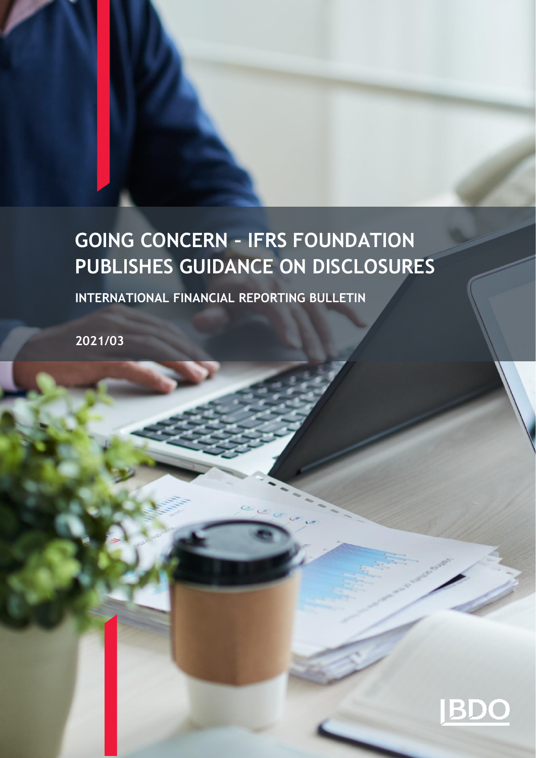# GOING CONCERN – IFRS FOUNDATION PUBLISHES GUIDANCE ON DISCLOSURES

**INTERNATIONAL FINANCIAL REPORTING BULLETIN**

**2021/03**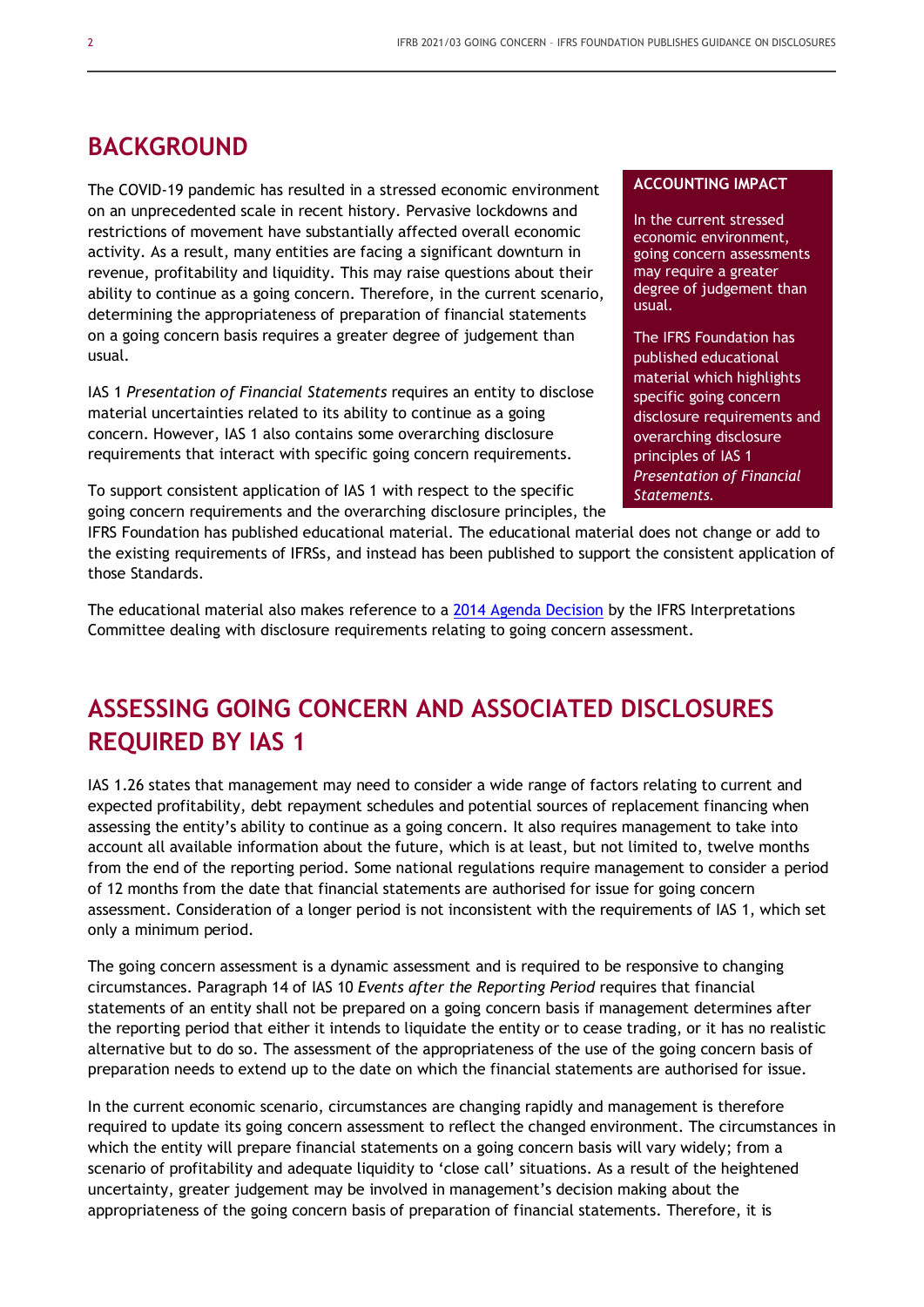## BACKGROUND

The COVID-19 pandemic has resulted in a stressed economic environment on an unprecedented scale in recent history. Pervasive lockdowns and restrictions of movement have substantially affected overall economic activity. As a result, many entities are facing a significant downturn in revenue, profitability and liquidity. This may raise questions about their ability to continue as a going concern. Therefore, in the current scenario, determining the appropriateness of preparation of financial statements on a going concern basis requires a greater degree of judgement than usual.

IAS 1 *Presentation of Financial Statements* requires an entity to disclose material uncertainties related to its ability to continue as a going concern. However, IAS 1 also contains some overarching disclosure requirements that interact with specific going concern requirements.

To support consistent application of IAS 1 with respect to the specific going concern requirements and the overarching disclosure principles, the IFRS Foundation has published educational material. The educational material does not change or add to the existing requirements of IFRSs, and instead has been published to support the consistent application of those Standards.

The educational material also makes reference to a [2014 Agenda Decision](#) by the IFRS Interpretations Committee dealing with disclosure requirements relating to going concern assessment.

> **ACCOUNTING IMPACT**
>
> In the current stressed economic environment, going concern assessments may require a greater degree of judgement than usual.
>
> The IFRS Foundation has published educational material which highlights specific going concern disclosure requirements and overarching disclosure principles of IAS 1 *Presentation of Financial Statements.*

## ASSESSING GOING CONCERN AND ASSOCIATED DISCLOSURES REQUIRED BY IAS 1

IAS 1.26 states that management may need to consider a wide range of factors relating to current and expected profitability, debt repayment schedules and potential sources of replacement financing when assessing the entity's ability to continue as a going concern. It also requires management to take into account all available information about the future, which is at least, but not limited to, twelve months from the end of the reporting period. Some national regulations require management to consider a period of 12 months from the date that financial statements are authorised for issue for going concern assessment. Consideration of a longer period is not inconsistent with the requirements of IAS 1, which set only a minimum period.

The going concern assessment is a dynamic assessment and is required to be responsive to changing circumstances. Paragraph 14 of IAS 10 *Events after the Reporting Period* requires that financial statements of an entity shall not be prepared on a going concern basis if management determines after the reporting period that either it intends to liquidate the entity or to cease trading, or it has no realistic alternative but to do so. The assessment of the appropriateness of the use of the going concern basis of preparation needs to extend up to the date on which the financial statements are authorised for issue.

In the current economic scenario, circumstances are changing rapidly and management is therefore required to update its going concern assessment to reflect the changed environment. The circumstances in which the entity will prepare financial statements on a going concern basis will vary widely; from a scenario of profitability and adequate liquidity to 'close call' situations. As a result of the heightened uncertainty, greater judgement may be involved in management's decision making about the appropriateness of the going concern basis of preparation of financial statements. Therefore, it is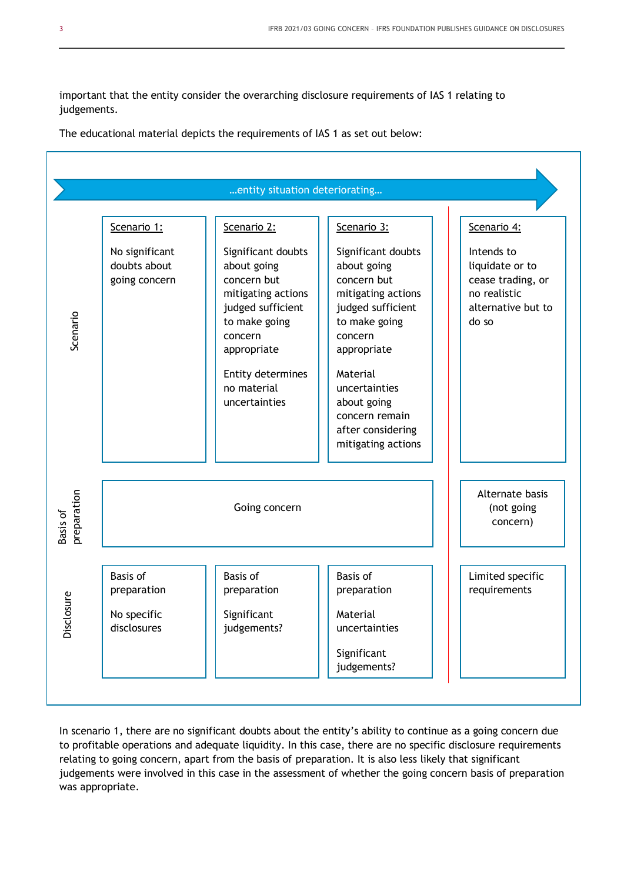important that the entity consider the overarching disclosure requirements of IAS 1 relating to judgements.

The educational material depicts the requirements of IAS 1 as set out below:

…entity situation deteriorating…

| | Scenario 1: | Scenario 2: | Scenario 3: | Scenario 4: |
|---|---|---|---|---|
| **Scenario** | No significant doubts about going concern | Significant doubts about going concern but mitigating actions judged sufficient to make going concern appropriate<br><br>Entity determines no material uncertainties | Significant doubts about going concern but mitigating actions judged sufficient to make going concern appropriate<br><br>Material uncertainties about going concern remain after considering mitigating actions | Intends to liquidate or to cease trading, or no realistic alternative but to do so |
| **Basis of preparation** | Going concern | | | Alternate basis (not going concern) |
| **Disclosure** | Basis of preparation<br><br>No specific disclosures | Basis of preparation<br><br>Significant judgements? | Basis of preparation<br><br>Material uncertainties<br><br>Significant judgements? | Limited specific requirements |

In scenario 1, there are no significant doubts about the entity's ability to continue as a going concern due to profitable operations and adequate liquidity. In this case, there are no specific disclosure requirements relating to going concern, apart from the basis of preparation. It is also less likely that significant judgements were involved in this case in the assessment of whether the going concern basis of preparation was appropriate.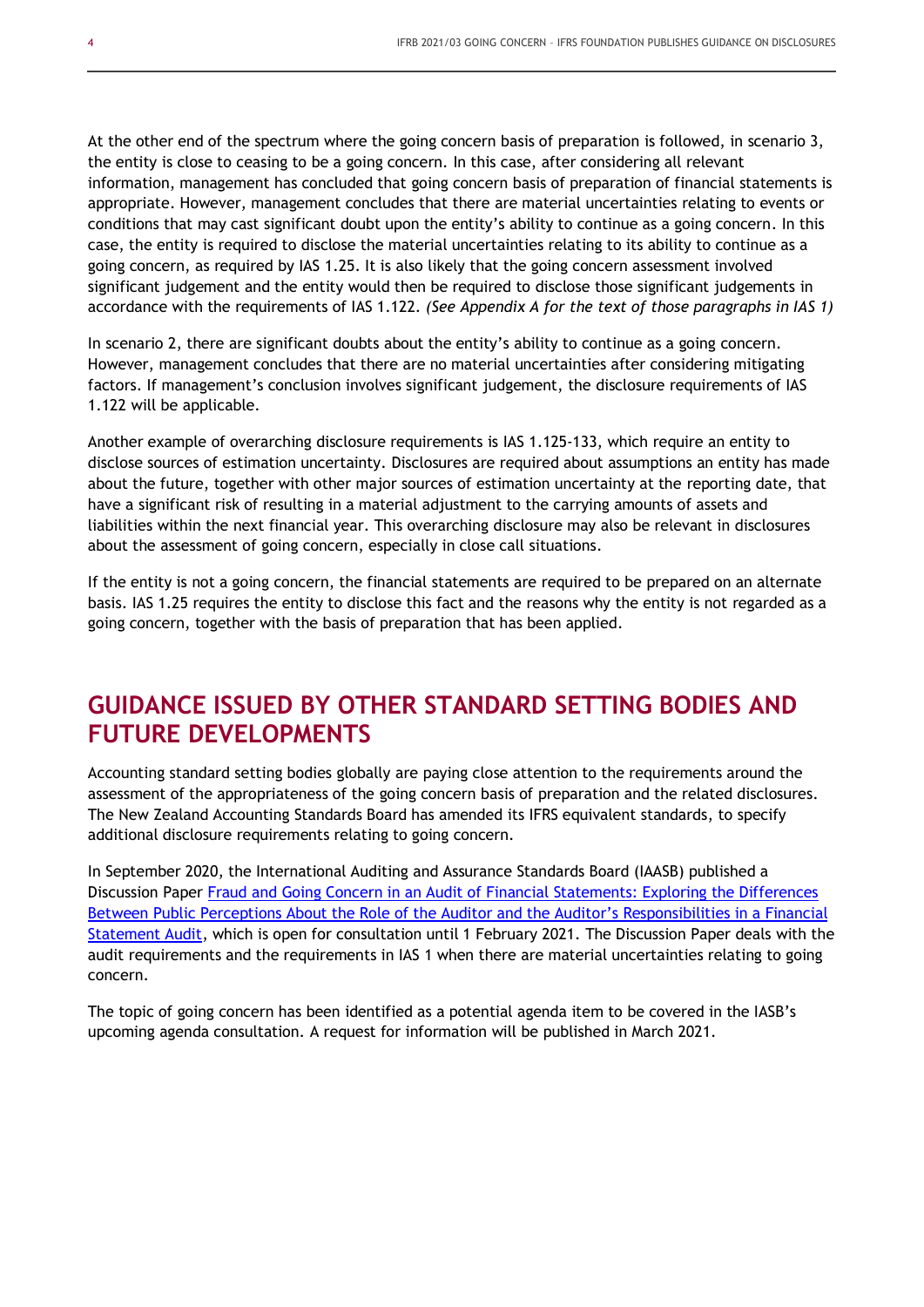At the other end of the spectrum where the going concern basis of preparation is followed, in scenario 3, the entity is close to ceasing to be a going concern. In this case, after considering all relevant information, management has concluded that going concern basis of preparation of financial statements is appropriate. However, management concludes that there are material uncertainties relating to events or conditions that may cast significant doubt upon the entity's ability to continue as a going concern. In this case, the entity is required to disclose the material uncertainties relating to its ability to continue as a going concern, as required by IAS 1.25. It is also likely that the going concern assessment involved significant judgement and the entity would then be required to disclose those significant judgements in accordance with the requirements of IAS 1.122. *(See Appendix A for the text of those paragraphs in IAS 1)*

In scenario 2, there are significant doubts about the entity's ability to continue as a going concern. However, management concludes that there are no material uncertainties after considering mitigating factors. If management's conclusion involves significant judgement, the disclosure requirements of IAS 1.122 will be applicable.

Another example of overarching disclosure requirements is IAS 1.125-133, which require an entity to disclose sources of estimation uncertainty. Disclosures are required about assumptions an entity has made about the future, together with other major sources of estimation uncertainty at the reporting date, that have a significant risk of resulting in a material adjustment to the carrying amounts of assets and liabilities within the next financial year. This overarching disclosure may also be relevant in disclosures about the assessment of going concern, especially in close call situations.

If the entity is not a going concern, the financial statements are required to be prepared on an alternate basis. IAS 1.25 requires the entity to disclose this fact and the reasons why the entity is not regarded as a going concern, together with the basis of preparation that has been applied.

## GUIDANCE ISSUED BY OTHER STANDARD SETTING BODIES AND FUTURE DEVELOPMENTS

Accounting standard setting bodies globally are paying close attention to the requirements around the assessment of the appropriateness of the going concern basis of preparation and the related disclosures. The New Zealand Accounting Standards Board has amended its IFRS equivalent standards, to specify additional disclosure requirements relating to going concern.

In September 2020, the International Auditing and Assurance Standards Board (IAASB) published a Discussion Paper Fraud and Going Concern in an Audit of Financial Statements: Exploring the Differences Between Public Perceptions About the Role of the Auditor and the Auditor's Responsibilities in a Financial Statement Audit, which is open for consultation until 1 February 2021. The Discussion Paper deals with the audit requirements and the requirements in IAS 1 when there are material uncertainties relating to going concern.

The topic of going concern has been identified as a potential agenda item to be covered in the IASB's upcoming agenda consultation. A request for information will be published in March 2021.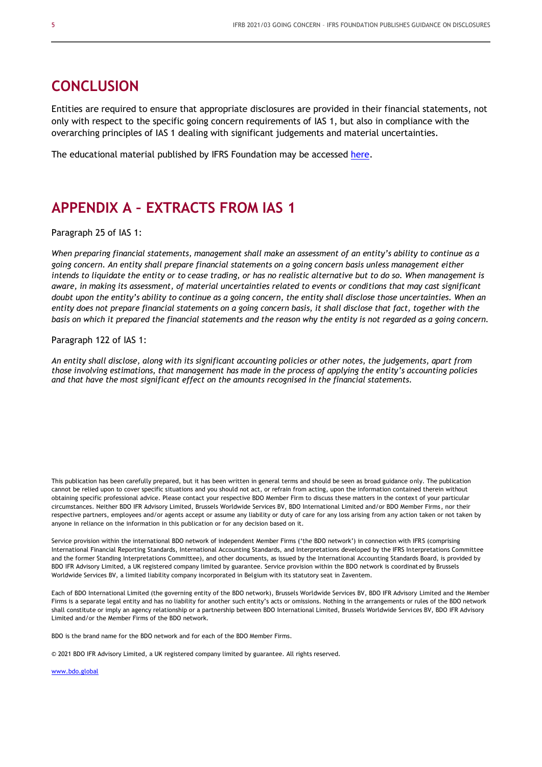## CONCLUSION

Entities are required to ensure that appropriate disclosures are provided in their financial statements, not only with respect to the specific going concern requirements of IAS 1, but also in compliance with the overarching principles of IAS 1 dealing with significant judgements and material uncertainties.

The educational material published by IFRS Foundation may be accessed here.

## APPENDIX A – EXTRACTS FROM IAS 1

Paragraph 25 of IAS 1:

*When preparing financial statements, management shall make an assessment of an entity's ability to continue as a going concern. An entity shall prepare financial statements on a going concern basis unless management either intends to liquidate the entity or to cease trading, or has no realistic alternative but to do so. When management is aware, in making its assessment, of material uncertainties related to events or conditions that may cast significant doubt upon the entity's ability to continue as a going concern, the entity shall disclose those uncertainties. When an entity does not prepare financial statements on a going concern basis, it shall disclose that fact, together with the basis on which it prepared the financial statements and the reason why the entity is not regarded as a going concern.*

Paragraph 122 of IAS 1:

*An entity shall disclose, along with its significant accounting policies or other notes, the judgements, apart from those involving estimations, that management has made in the process of applying the entity's accounting policies and that have the most significant effect on the amounts recognised in the financial statements.*

This publication has been carefully prepared, but it has been written in general terms and should be seen as broad guidance only. The publication cannot be relied upon to cover specific situations and you should not act, or refrain from acting, upon the information contained therein without obtaining specific professional advice. Please contact your respective BDO Member Firm to discuss these matters in the context of your particular circumstances. Neither BDO IFR Advisory Limited, Brussels Worldwide Services BV, BDO International Limited and/or BDO Member Firms, nor their respective partners, employees and/or agents accept or assume any liability or duty of care for any loss arising from any action taken or not taken by anyone in reliance on the information in this publication or for any decision based on it.

Service provision within the international BDO network of independent Member Firms ('the BDO network') in connection with IFRS (comprising International Financial Reporting Standards, International Accounting Standards, and Interpretations developed by the IFRS Interpretations Committee and the former Standing Interpretations Committee), and other documents, as issued by the International Accounting Standards Board, is provided by BDO IFR Advisory Limited, a UK registered company limited by guarantee. Service provision within the BDO network is coordinated by Brussels Worldwide Services BV, a limited liability company incorporated in Belgium with its statutory seat in Zaventem.

Each of BDO International Limited (the governing entity of the BDO network), Brussels Worldwide Services BV, BDO IFR Advisory Limited and the Member Firms is a separate legal entity and has no liability for another such entity's acts or omissions. Nothing in the arrangements or rules of the BDO network shall constitute or imply an agency relationship or a partnership between BDO International Limited, Brussels Worldwide Services BV, BDO IFR Advisory Limited and/or the Member Firms of the BDO network.

BDO is the brand name for the BDO network and for each of the BDO Member Firms.

© 2021 BDO IFR Advisory Limited, a UK registered company limited by guarantee. All rights reserved.

www.bdo.global